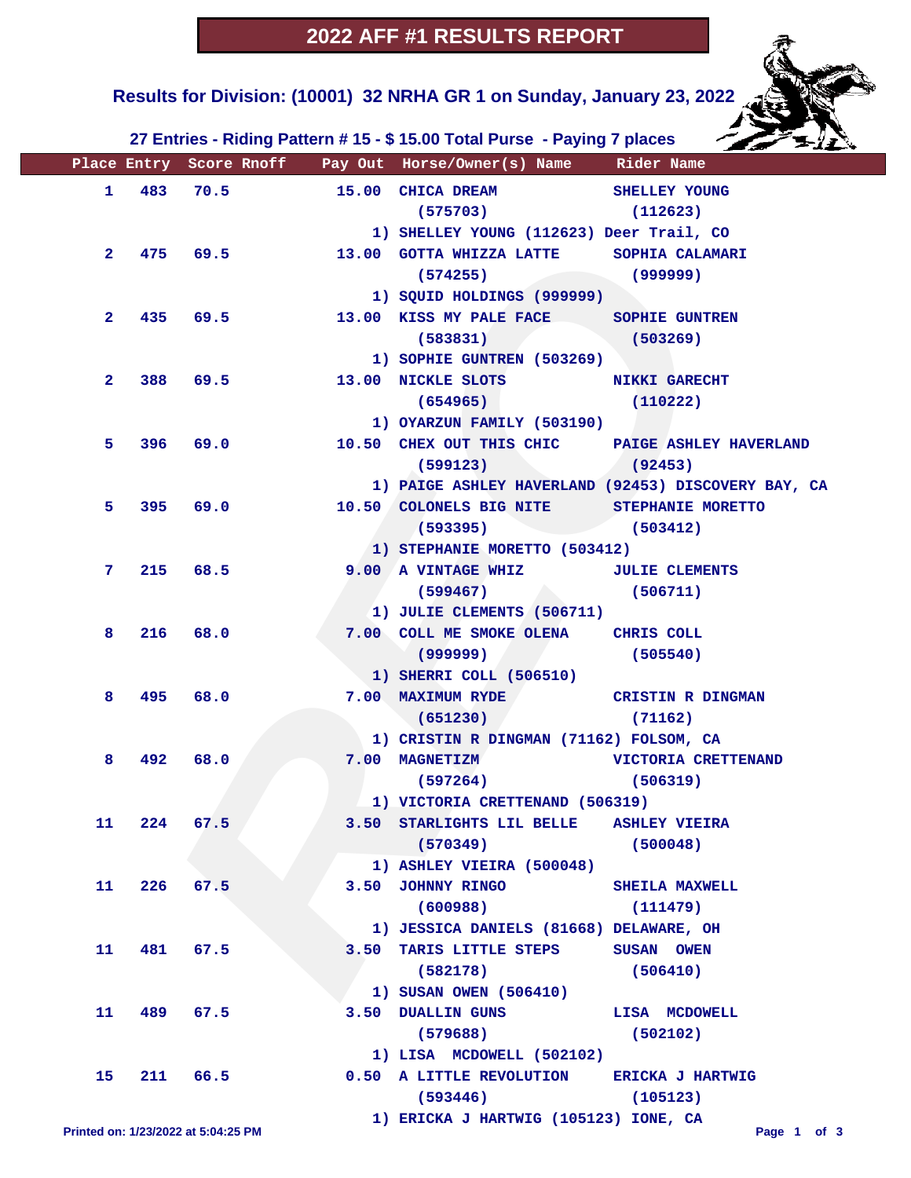# 2022 AFF #1 RESULTS REPORT

## Results for Division: (10001) 32 NRHA GR 1 on Sunday, January 23, 2022

### 27 Entries - Riding Pattern # 15 - $ 15.00 Total Purse - Paying 7 places

| Place | Entry | Score | Rnoff | Pay Out | Horse/Owner(s) Name | Rider Name |
|---|---|---|---|---|---|---|
| 1 | 483 | 70.5 | | 15.00 | CHICA DREAM (575703)<br>1) SHELLEY YOUNG (112623) Deer Trail, CO | SHELLEY YOUNG (112623) |
| 2 | 475 | 69.5 | | 13.00 | GOTTA WHIZZA LATTE (574255)<br>1) SQUID HOLDINGS (999999) | SOPHIA CALAMARI (999999) |
| 2 | 435 | 69.5 | | 13.00 | KISS MY PALE FACE (583831)<br>1) SOPHIE GUNTREN (503269) | SOPHIE GUNTREN (503269) |
| 2 | 388 | 69.5 | | 13.00 | NICKLE SLOTS (654965)<br>1) OYARZUN FAMILY (503190) | NIKKI GARECHT (110222) |
| 5 | 396 | 69.0 | | 10.50 | CHEX OUT THIS CHIC (599123)<br>1) PAIGE ASHLEY HAVERLAND (92453) DISCOVERY BAY, CA | PAIGE ASHLEY HAVERLAND (92453) |
| 5 | 395 | 69.0 | | 10.50 | COLONELS BIG NITE (593395)<br>1) STEPHANIE MORETTO (503412) | STEPHANIE MORETTO (503412) |
| 7 | 215 | 68.5 | | 9.00 | A VINTAGE WHIZ (599467)<br>1) JULIE CLEMENTS (506711) | JULIE CLEMENTS (506711) |
| 8 | 216 | 68.0 | | 7.00 | COLL ME SMOKE OLENA (999999)<br>1) SHERRI COLL (506510) | CHRIS COLL (505540) |
| 8 | 495 | 68.0 | | 7.00 | MAXIMUM RYDE (651230)<br>1) CRISTIN R DINGMAN (71162) FOLSOM, CA | CRISTIN R DINGMAN (71162) |
| 8 | 492 | 68.0 | | 7.00 | MAGNETIZM (597264)<br>1) VICTORIA CRETTENAND (506319) | VICTORIA CRETTENAND (506319) |
| 11 | 224 | 67.5 | | 3.50 | STARLIGHTS LIL BELLE (570349)<br>1) ASHLEY VIEIRA (500048) | ASHLEY VIEIRA (500048) |
| 11 | 226 | 67.5 | | 3.50 | JOHNNY RINGO (600988)<br>1) JESSICA DANIELS (81668) DELAWARE, OH | SHEILA MAXWELL (111479) |
| 11 | 481 | 67.5 | | 3.50 | TARIS LITTLE STEPS (582178)<br>1) SUSAN OWEN (506410) | SUSAN OWEN (506410) |
| 11 | 489 | 67.5 | | 3.50 | DUALLIN GUNS (579688)<br>1) LISA MCDOWELL (502102) | LISA MCDOWELL (502102) |
| 15 | 211 | 66.5 | | 0.50 | A LITTLE REVOLUTION (593446)<br>1) ERICKA J HARTWIG (105123) IONE, CA | ERICKA J HARTWIG (105123) |

Printed on: 1/23/2022 at 5:04:25 PM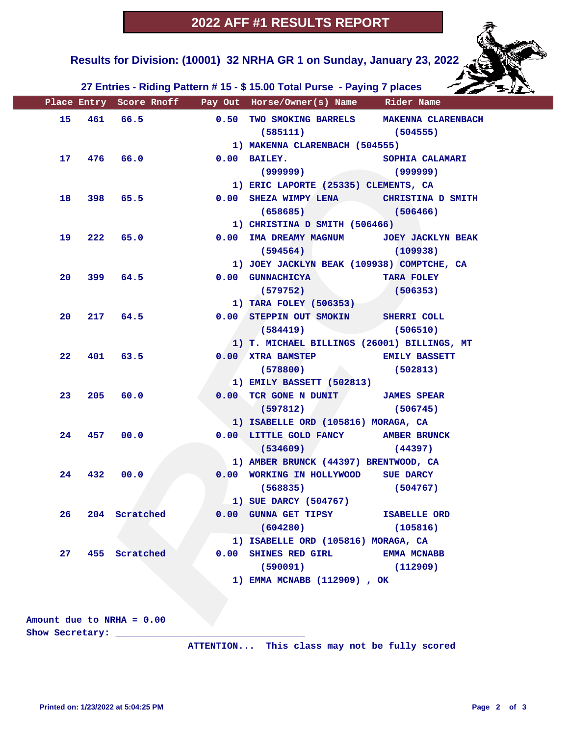# 2022 AFF #1 RESULTS REPORT

## Results for Division: (10001) 32 NRHA GR 1 on Sunday, January 23, 2022

### 27 Entries - Riding Pattern # 15 - $ 15.00 Total Purse - Paying 7 places

| Place | Entry | Score | Rnoff | Pay Out | Horse/Owner(s) Name | Rider Name |
|---|---|---|---|---|---|---|
| 15 | 461 | 66.5 | | 0.50 | TWO SMOKING BARRELS (585111) | MAKENNA CLARENBACH (504555) |
| | | | | | 1) MAKENNA CLARENBACH (504555) | |
| 17 | 476 | 66.0 | | 0.00 | BAILEY. (999999) | SOPHIA CALAMARI (999999) |
| | | | | | 1) ERIC LAPORTE (25335) CLEMENTS, CA | |
| 18 | 398 | 65.5 | | 0.00 | SHEZA WIMPY LENA (658685) | CHRISTINA D SMITH (506466) |
| | | | | | 1) CHRISTINA D SMITH (506466) | |
| 19 | 222 | 65.0 | | 0.00 | IMA DREAMY MAGNUM (594564) | JOEY JACKLYN BEAK (109938) |
| | | | | | 1) JOEY JACKLYN BEAK (109938) COMPTCHE, CA | |
| 20 | 399 | 64.5 | | 0.00 | GUNNACHICYA (579752) | TARA FOLEY (506353) |
| | | | | | 1) TARA FOLEY (506353) | |
| 20 | 217 | 64.5 | | 0.00 | STEPPIN OUT SMOKIN (584419) | SHERRI COLL (506510) |
| | | | | | 1) T. MICHAEL BILLINGS (26001) BILLINGS, MT | |
| 22 | 401 | 63.5 | | 0.00 | XTRA BAMSTEP (578800) | EMILY BASSETT (502813) |
| | | | | | 1) EMILY BASSETT (502813) | |
| 23 | 205 | 60.0 | | 0.00 | TCR GONE N DUNIT (597812) | JAMES SPEAR (506745) |
| | | | | | 1) ISABELLE ORD (105816) MORAGA, CA | |
| 24 | 457 | 00.0 | | 0.00 | LITTLE GOLD FANCY (534609) | AMBER BRUNCK (44397) |
| | | | | | 1) AMBER BRUNCK (44397) BRENTWOOD, CA | |
| 24 | 432 | 00.0 | | 0.00 | WORKING IN HOLLYWOOD (568835) | SUE DARCY (504767) |
| | | | | | 1) SUE DARCY (504767) | |
| 26 | 204 | Scratched | | 0.00 | GUNNA GET TIPSY (604280) | ISABELLE ORD (105816) |
| | | | | | 1) ISABELLE ORD (105816) MORAGA, CA | |
| 27 | 455 | Scratched | | 0.00 | SHINES RED GIRL (590091) | EMMA MCNABB (112909) |
| | | | | | 1) EMMA MCNABB (112909) , OK | |

Amount due to NRHA = 0.00

Show Secretary: ___________________________________

ATTENTION... This class may not be fully scored

Printed on: 1/23/2022 at 5:04:25 PM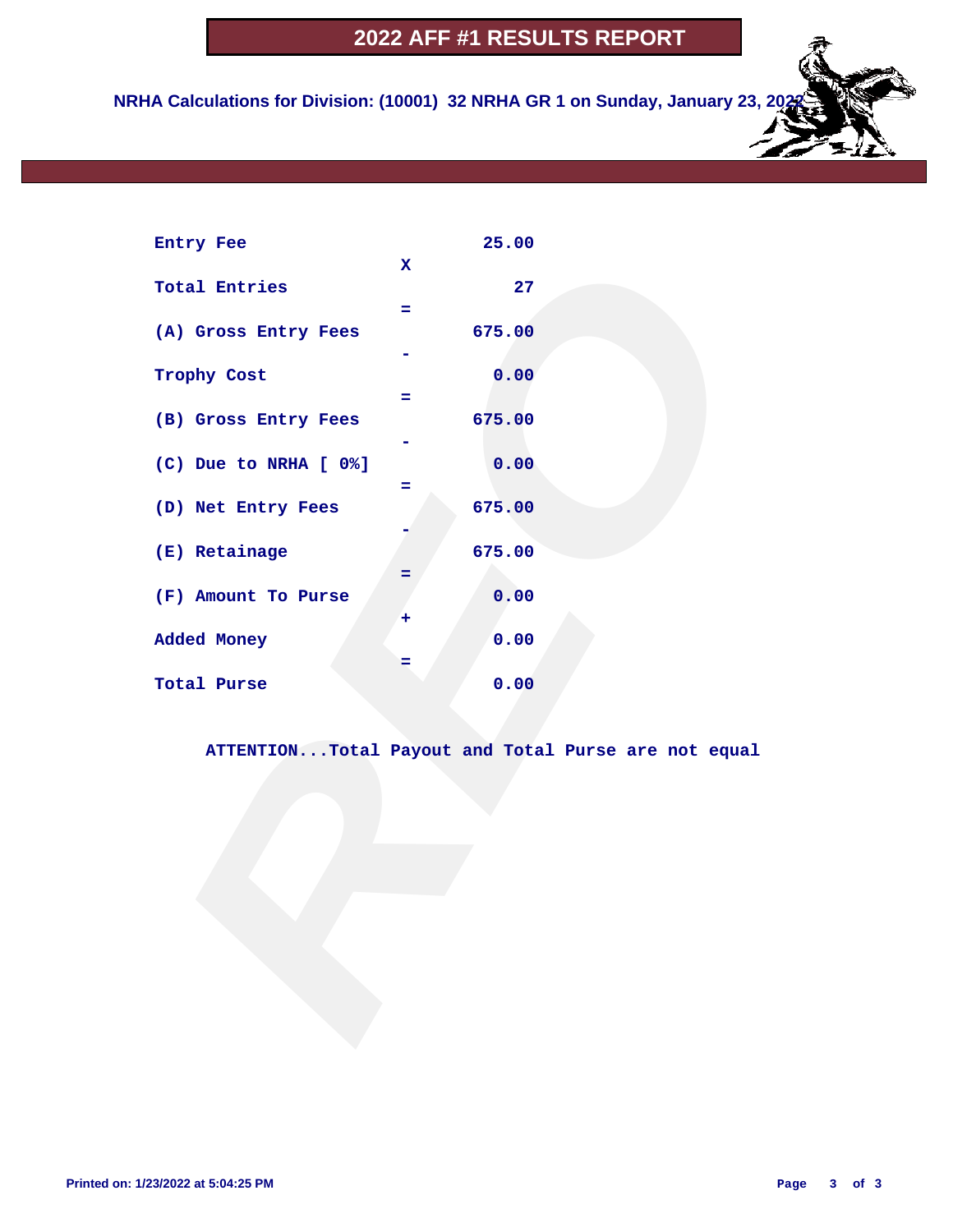# 2022 AFF #1 RESULTS REPORT

**NRHA Calculations for Division: (10001) 32 NRHA GR 1 on Sunday, January 23, 2022**

| | | |
|---|---|---|
| Entry Fee | | 25.00 |
| | X | |
| Total Entries | | 27 |
| | = | |
| (A) Gross Entry Fees | | 675.00 |
| | - | |
| Trophy Cost | | 0.00 |
| | = | |
| (B) Gross Entry Fees | | 675.00 |
| | - | |
| (C) Due to NRHA [ 0%] | | 0.00 |
| | = | |
| (D) Net Entry Fees | | 675.00 |
| | - | |
| (E) Retainage | | 675.00 |
| | = | |
| (F) Amount To Purse | | 0.00 |
| | + | |
| Added Money | | 0.00 |
| | = | |
| Total Purse | | 0.00 |

**ATTENTION...Total Payout and Total Purse are not equal**

Printed on: 1/23/2022 at 5:04:25 PM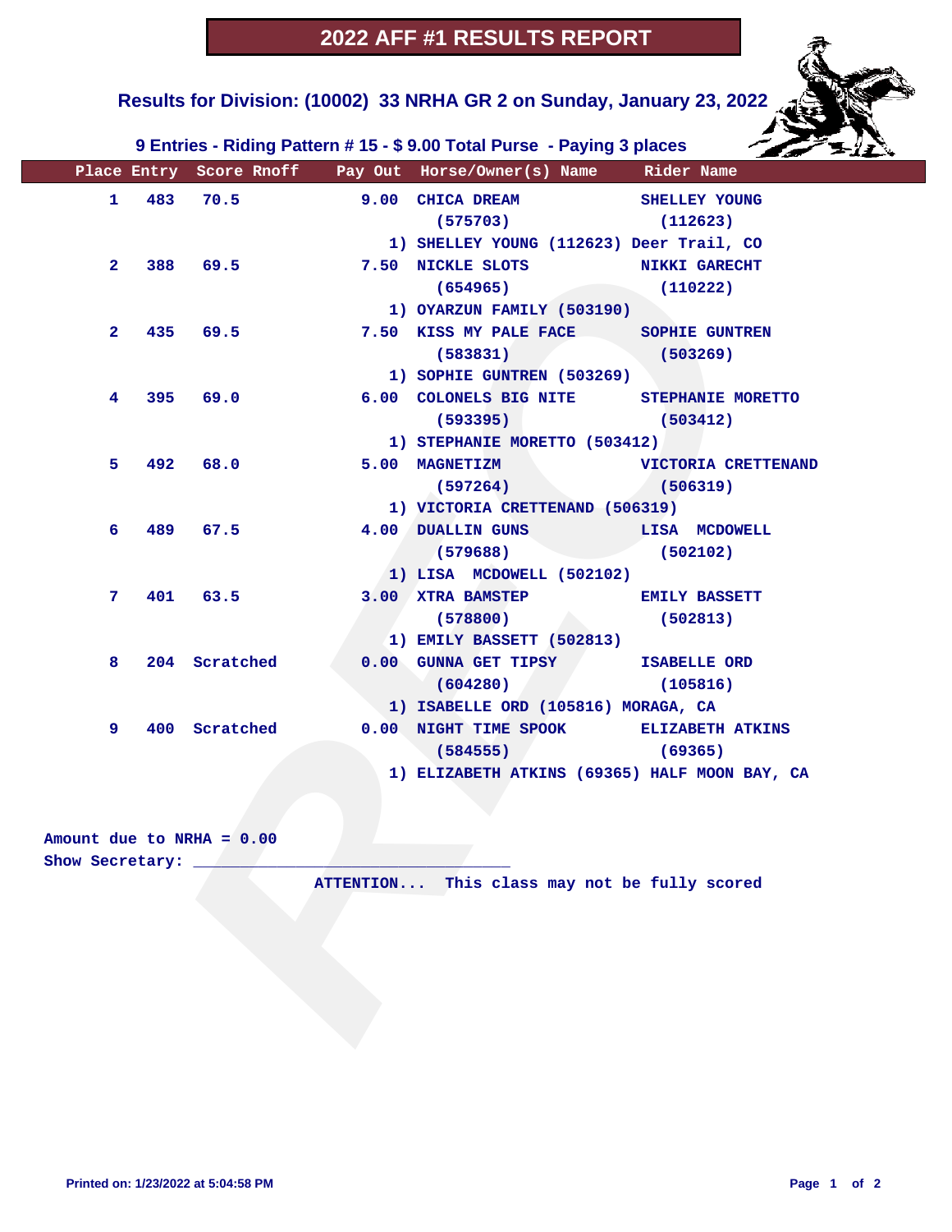# 2022 AFF #1 RESULTS REPORT

## Results for Division: (10002) 33 NRHA GR 2 on Sunday, January 23, 2022

### 9 Entries - Riding Pattern # 15 - $ 9.00 Total Purse - Paying 3 places

| Place | Entry | Score | Rnoff | Pay Out | Horse/Owner(s) Name | Rider Name |
|---|---|---|---|---|---|---|
| 1 | 483 | 70.5 | | 9.00 | CHICA DREAM (575703)<br>1) SHELLEY YOUNG (112623) Deer Trail, CO | SHELLEY YOUNG (112623) |
| 2 | 388 | 69.5 | | 7.50 | NICKLE SLOTS (654965)<br>1) OYARZUN FAMILY (503190) | NIKKI GARECHT (110222) |
| 2 | 435 | 69.5 | | 7.50 | KISS MY PALE FACE (583831)<br>1) SOPHIE GUNTREN (503269) | SOPHIE GUNTREN (503269) |
| 4 | 395 | 69.0 | | 6.00 | COLONELS BIG NITE (593395)<br>1) STEPHANIE MORETTO (503412) | STEPHANIE MORETTO (503412) |
| 5 | 492 | 68.0 | | 5.00 | MAGNETIZM (597264)<br>1) VICTORIA CRETTENAND (506319) | VICTORIA CRETTENAND (506319) |
| 6 | 489 | 67.5 | | 4.00 | DUALLIN GUNS (579688)<br>1) LISA MCDOWELL (502102) | LISA MCDOWELL (502102) |
| 7 | 401 | 63.5 | | 3.00 | XTRA BAMSTEP (578800)<br>1) EMILY BASSETT (502813) | EMILY BASSETT (502813) |
| 8 | 204 | Scratched | | 0.00 | GUNNA GET TIPSY (604280)<br>1) ISABELLE ORD (105816) MORAGA, CA | ISABELLE ORD (105816) |
| 9 | 400 | Scratched | | 0.00 | NIGHT TIME SPOOK (584555)<br>1) ELIZABETH ATKINS (69365) HALF MOON BAY, CA | ELIZABETH ATKINS (69365) |

Amount due to NRHA = 0.00

Show Secretary: ______________________________

ATTENTION... This class may not be fully scored

Printed on: 1/23/2022 at 5:04:58 PM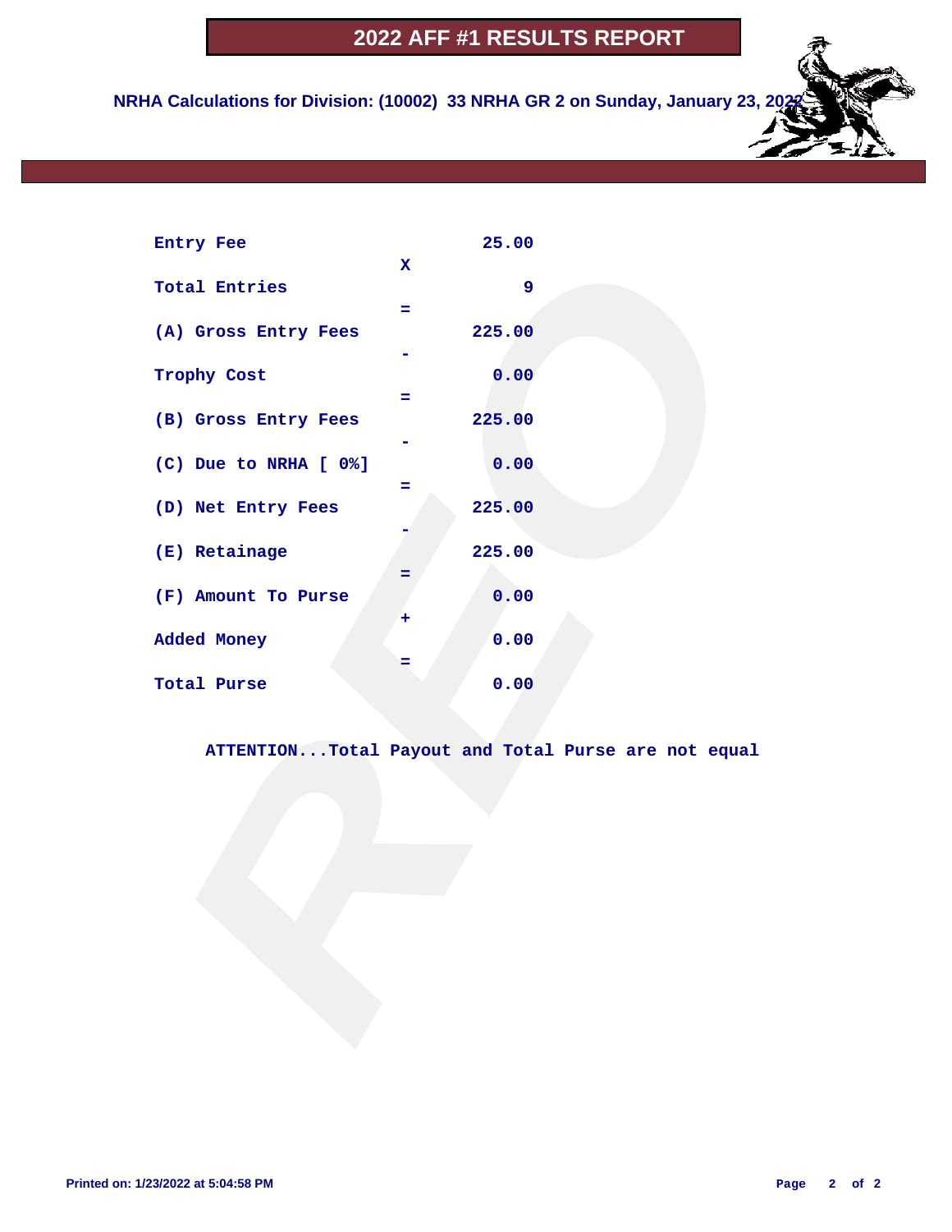# 2022 AFF #1 RESULTS REPORT

**NRHA Calculations for Division: (10002) 33 NRHA GR 2 on Sunday, January 23, 2022**

| | | |
|---|---|---|
| Entry Fee | | 25.00 |
| | X | |
| Total Entries | | 9 |
| | = | |
| (A) Gross Entry Fees | | 225.00 |
| | - | |
| Trophy Cost | | 0.00 |
| | = | |
| (B) Gross Entry Fees | | 225.00 |
| | - | |
| (C) Due to NRHA [ 0%] | | 0.00 |
| | = | |
| (D) Net Entry Fees | | 225.00 |
| | - | |
| (E) Retainage | | 225.00 |
| | = | |
| (F) Amount To Purse | | 0.00 |
| | + | |
| Added Money | | 0.00 |
| | = | |
| Total Purse | | 0.00 |

ATTENTION...Total Payout and Total Purse are not equal

Printed on: 1/23/2022 at 5:04:58 PM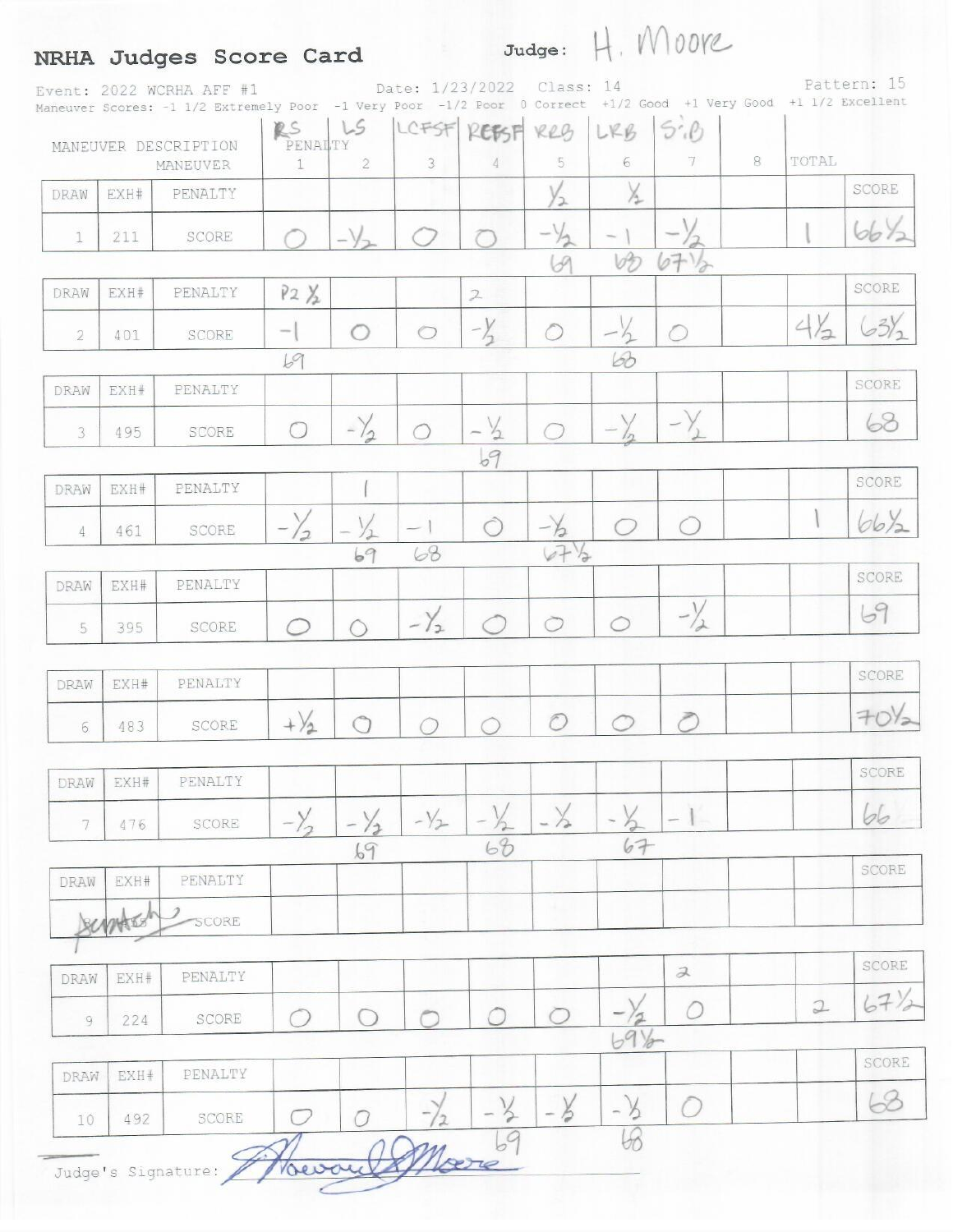# NRHA Judges Score Card

**Judge:** H. Moore

Event: 2022 WCRHA AFF #1 | Date: 1/23/2022 | Class: 14 | Pattern: 15

Maneuver Scores: -1 1/2 Extremely Poor -1 Very Poor -1/2 Poor 0 Correct +1/2 Good +1 Very Good +1 1/2 Excellent

| DRAW | EXH# | MANEUVER DESCRIPTION / MANEUVER | RS 1 | LS 2 | LCFSF 3 | RCFSF 4 | RRB 5 | LRB 6 | S:B 7 | 8 | PENALTY TOTAL | SCORE |
|---|---|---|---|---|---|---|---|---|---|---|---|---|
| | | PENALTY | | | | | ½ | ½ | | | | |
| 1 | 211 | SCORE | 0 | -½ | 0 | 0 | -½ | -1 | -½ | | 1 | 66½ |
| | | | | | | | 69 | 68 | 67½ | | | |
| | | PENALTY | P2 ½ | | | 2 | | | | | | |
| 2 | 401 | SCORE | -1 | 0 | 0 | -½ | 0 | -½ | 0 | | 4½ | 63½ |
| | | | 69 | | | | | 68 | | | | |
| | | PENALTY | | | | | | | | | | |
| 3 | 495 | SCORE | 0 | -½ | 0 | -½ | 0 | -½ | -½ | | | 68 |
| | | | | | | 69 | | | | | | |
| | | PENALTY | | 1 | | | | | | | | |
| 4 | 461 | SCORE | -½ | -½ | -1 | 0 | -½ | 0 | 0 | | 1 | 66½ |
| | | | | 69 | 68 | | 67½ | | | | | |
| | | PENALTY | | | | | | | | | | |
| 5 | 395 | SCORE | 0 | 0 | -½ | 0 | 0 | 0 | -½ | | | 69 |
| | | PENALTY | | | | | | | | | | |
| 6 | 483 | SCORE | +½ | 0 | 0 | 0 | 0 | 0 | 0 | | | 70½ |
| | | PENALTY | | | | | | | | | | |
| 7 | 476 | SCORE | -½ | -½ | -½ | -½ | -½ | -½ | -1 | | | 66 |
| | | | | 69 | | 68 | | 67 | | | | |
| | | PENALTY | | | | | | | | | | |
| Scratch | | SCORE | | | | | | | | | | |
| | | PENALTY | | | | | | | 2 | | | |
| 9 | 224 | SCORE | 0 | 0 | 0 | 0 | 0 | -½ | 0 | | 2 | 67½ |
| | | | | | | | | 69½ | | | | |
| | | PENALTY | | | | | | | | | | |
| 10 | 492 | SCORE | 0 | 0 | -½ | -½ | -½ | -½ | 0 | | | 68 |
| | | | | | | 69 | | 68 | | | | |

Judge's Signature: Howard Moore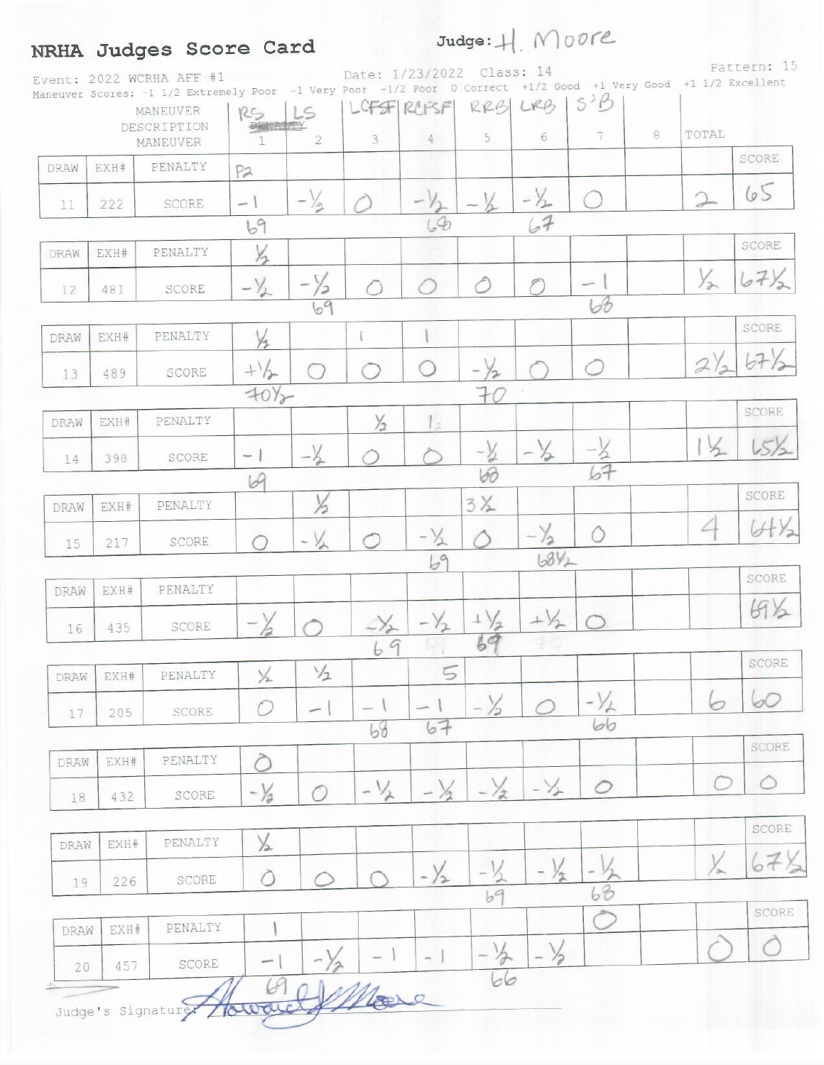# NRHA Judges Score Card

Judge: H. Moore

Event: 2022 WCRHA AFF #1 Date: 1/23/2022 Class: 14 Pattern: 15

Maneuver Scores: -1 1/2 Extremely Poor -1 Very Poor -1/2 Poor 0 Correct +1/2 Good +1 Very Good +1 1/2 Excellent

| DRAW | EXH# | MANEUVER DESCRIPTION | 1 RS | 2 LS | 3 LCFSF | 4 RCFSF | 5 RRB | 6 LRB | 7 S'B | 8 | TOTAL | SCORE |
|---|---|---|---|---|---|---|---|---|---|---|---|---|
| 11 | 222 | PENALTY | P2 | | | | | | | | | |
| | | SCORE | -1 | -½ | 0 | -½ | -½ | -½ | 0 | | 2 | 65 |
| | | | 69 | | | 68 | | 67 | | | | |
| 12 | 481 | PENALTY | ½ | | | | | | | | | |
| | | SCORE | -½ | -½ | 0 | 0 | 0 | 0 | -1 | | ½ | 67½ |
| | | | | 69 | | | | | 68 | | | |
| 13 | 489 | PENALTY | ½ | | 1 | 1 | | | | | | |
| | | SCORE | +½ | 0 | 0 | 0 | -½ | 0 | 0 | | 2½ | 67½ |
| | | | 70½ | | | | 70 | | | | | |
| 14 | 398 | PENALTY | | | ½ | 1 | | | | | | |
| | | SCORE | -1 | -½ | 0 | 0 | -½ | -½ | -½ | | 1½ | 65½ |
| | | | 69 | | | | 68 | | 67 | | | |
| 15 | 217 | PENALTY | | ½ | | | 3½ | | | | | |
| | | SCORE | 0 | -½ | 0 | -½ | 0 | -½ | 0 | | 4 | 64½ |
| | | | | | | 69 | | 68½ | | | | |
| 16 | 435 | PENALTY | | | | | | | | | | |
| | | SCORE | -½ | 0 | -½ | -½ | +½ | +½ | 0 | | | 69½ |
| | | | | | 69 | | 69 | | | | | |
| 17 | 205 | PENALTY | ½ | ½ | | 5 | | | | | | |
| | | SCORE | 0 | -1 | -1 | -1 | -½ | 0 | -½ | | 6 | 60 |
| | | | | | 68 | 67 | | | 66 | | | |
| 18 | 432 | PENALTY | 0 | | | | | | | | | |
| | | SCORE | -½ | 0 | -½ | -½ | -½ | -½ | 0 | | 0 | 0 |
| 19 | 226 | PENALTY | ½ | | | | | | | | | |
| | | SCORE | 0 | 0 | 0 | -½ | -½ | -½ | -½ | | ½ | 67½ |
| | | | | | | | 69 | | 68 | | | |
| 20 | 457 | PENALTY | 1 | | | | | | 0 | | | |
| | | SCORE | -1 | -½ | -1 | -1 | -½ | -½ | | | 0 | 0 |
| | | | 69 | | | | 66 | | | | | |

Judge's Signature: Howard J Moore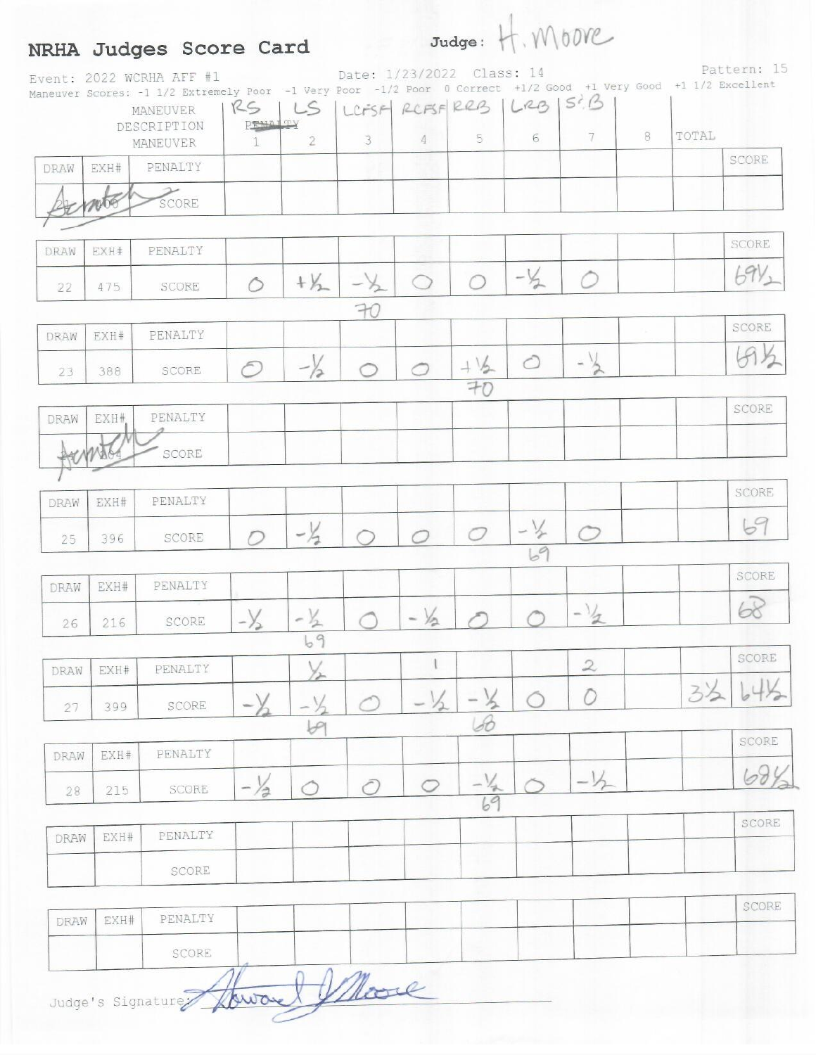# NRHA Judges Score Card

Judge: H. Moore

Event: 2022 WCRHA AFF #1　　Date: 1/23/2022　Class: 14　　Pattern: 15

Maneuver Scores: -1 1/2 Extremely Poor　-1 Very Poor　-1/2 Poor　0 Correct　+1/2 Good　+1 Very Good　+1 1/2 Excellent

| DRAW | EXH# | MANEUVER DESCRIPTION / MANEUVER | 1 RS | 2 LS | 3 LCFSF | 4 RCFSF | 5 RRB | 6 LRB | 7 S?B | 8 | TOTAL | SCORE |
|---|---|---|---|---|---|---|---|---|---|---|---|---|
| | | PENALTY | | | | | | | | | | |
| 21 (Scratch) | 408 | SCORE | | | | | | | | | | |
| | | PENALTY | | | | | | | | | | |
| 22 | 475 | SCORE | 0 | +½ | -½ (70) | 0 | 0 | -½ | 0 | | | 69½ |
| | | PENALTY | | | | | | | | | | |
| 23 | 388 | SCORE | 0 | -½ | 0 | 0 | +½ (70) | 0 | -½ | | | 69½ |
| | | PENALTY | | | | | | | | | | |
| 24 (Scratch) | 204 | SCORE | | | | | | | | | | |
| | | PENALTY | | | | | | | | | | |
| 25 | 396 | SCORE | 0 | -½ | 0 | 0 | 0 | -½ (69) | 0 | | | 69 |
| | | PENALTY | | | | | | | | | | |
| 26 | 216 | SCORE | -½ | -½ (69) | 0 | -½ | 0 | 0 | -½ | | | 68 |
| | | PENALTY | | ½ | | 1 | | | 2 | | | |
| 27 | 399 | SCORE | -½ | -½ (69) | 0 | -½ | -½ (68) | 0 | 0 | | 3½ | 64½ |
| | | PENALTY | | | | | | | | | | |
| 28 | 215 | SCORE | -½ | 0 | 0 | 0 | -½ (69) | 0 | -½ | | | 68½ |
| | | PENALTY | | | | | | | | | | |
| | | SCORE | | | | | | | | | | |
| | | PENALTY | | | | | | | | | | |
| | | SCORE | | | | | | | | | | |

Judge's Signature: Howard Moore